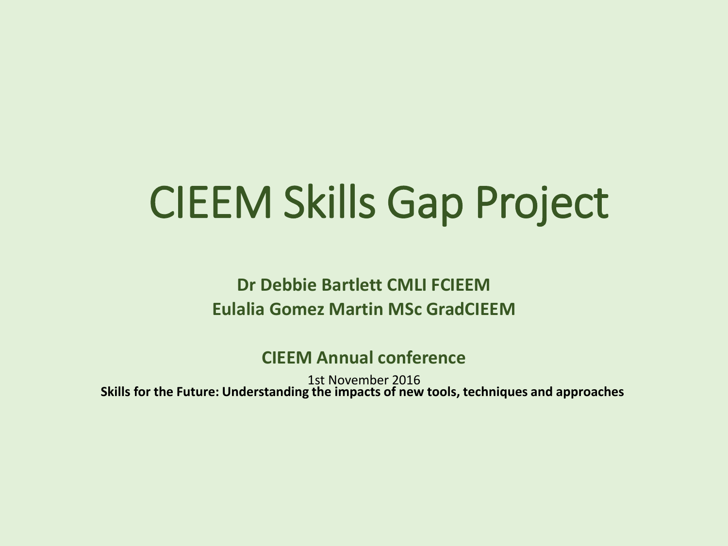# CIEEM Skills Gap Project

**Dr Debbie Bartlett CMLI FCIEEM**

**Eulalia Gomez Martin MSc GradCIEEM**

**CIEEM Annual conference**

1st November 2016

**Skills for the Future: Understanding the impacts of new tools, techniques and approaches**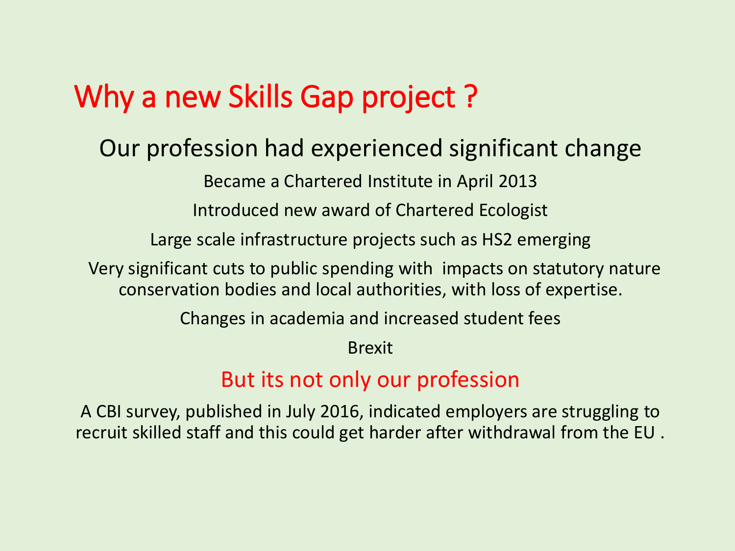# Why a new Skills Gap project ?

## Our profession had experienced significant change

Became a Chartered Institute in April 2013

Introduced new award of Chartered Ecologist

Large scale infrastructure projects such as HS2 emerging

Very significant cuts to public spending with impacts on statutory nature conservation bodies and local authorities, with loss of expertise.

Changes in academia and increased student fees

Brexit

## But its not only our profession

A CBI survey, published in July 2016, indicated employers are struggling to recruit skilled staff and this could get harder after withdrawal from the EU .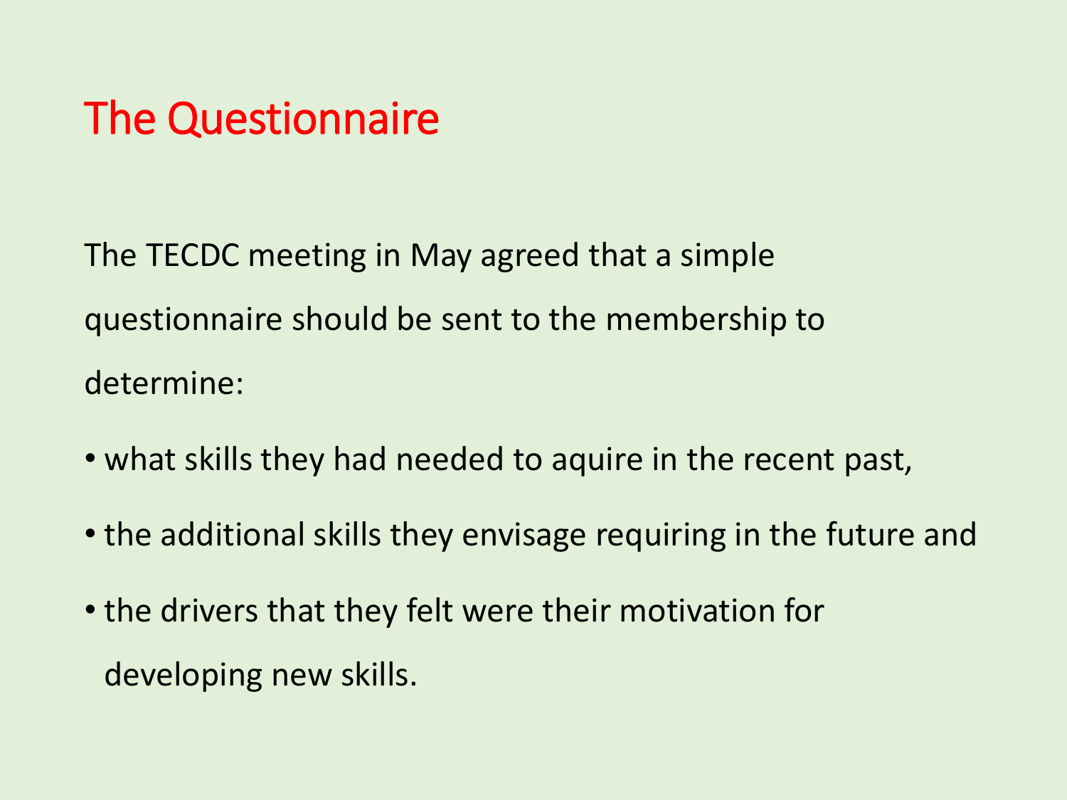# The Questionnaire

The TECDC meeting in May agreed that a simple questionnaire should be sent to the membership to determine:

- what skills they had needed to aquire in the recent past,
- the additional skills they envisage requiring in the future and
- the drivers that they felt were their motivation for developing new skills.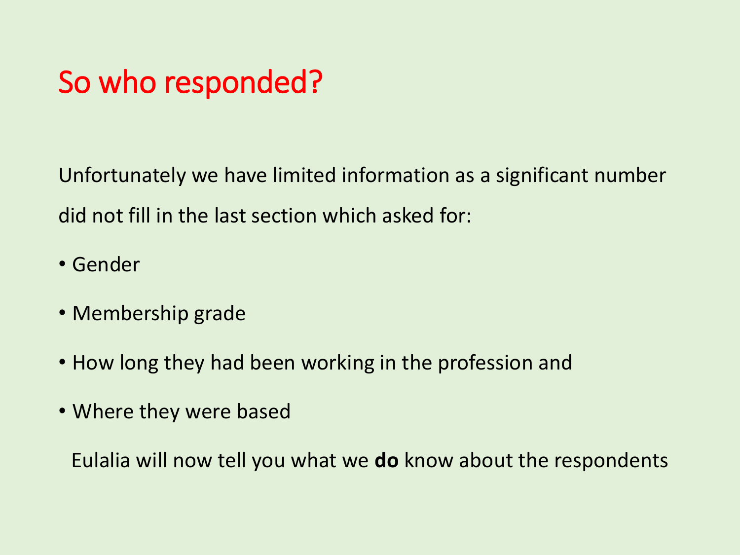# So who responded?

Unfortunately we have limited information as a significant number did not fill in the last section which asked for:

- Gender
- Membership grade
- How long they had been working in the profession and
- Where they were based

Eulalia will now tell you what we **do** know about the respondents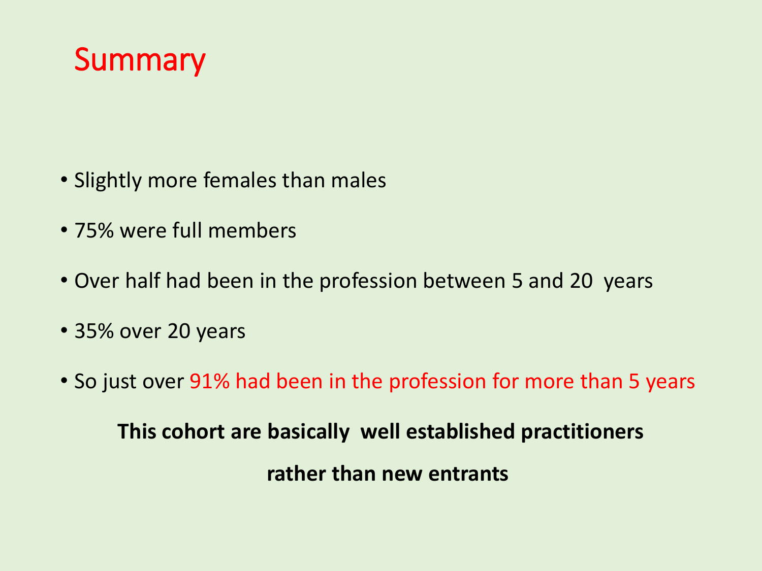# Summary

- Slightly more females than males
- 75% were full members
- Over half had been in the profession between 5 and 20 years
- 35% over 20 years
- So just over 91% had been in the profession for more than 5 years

**This cohort are basically well established practitioners**

**rather than new entrants**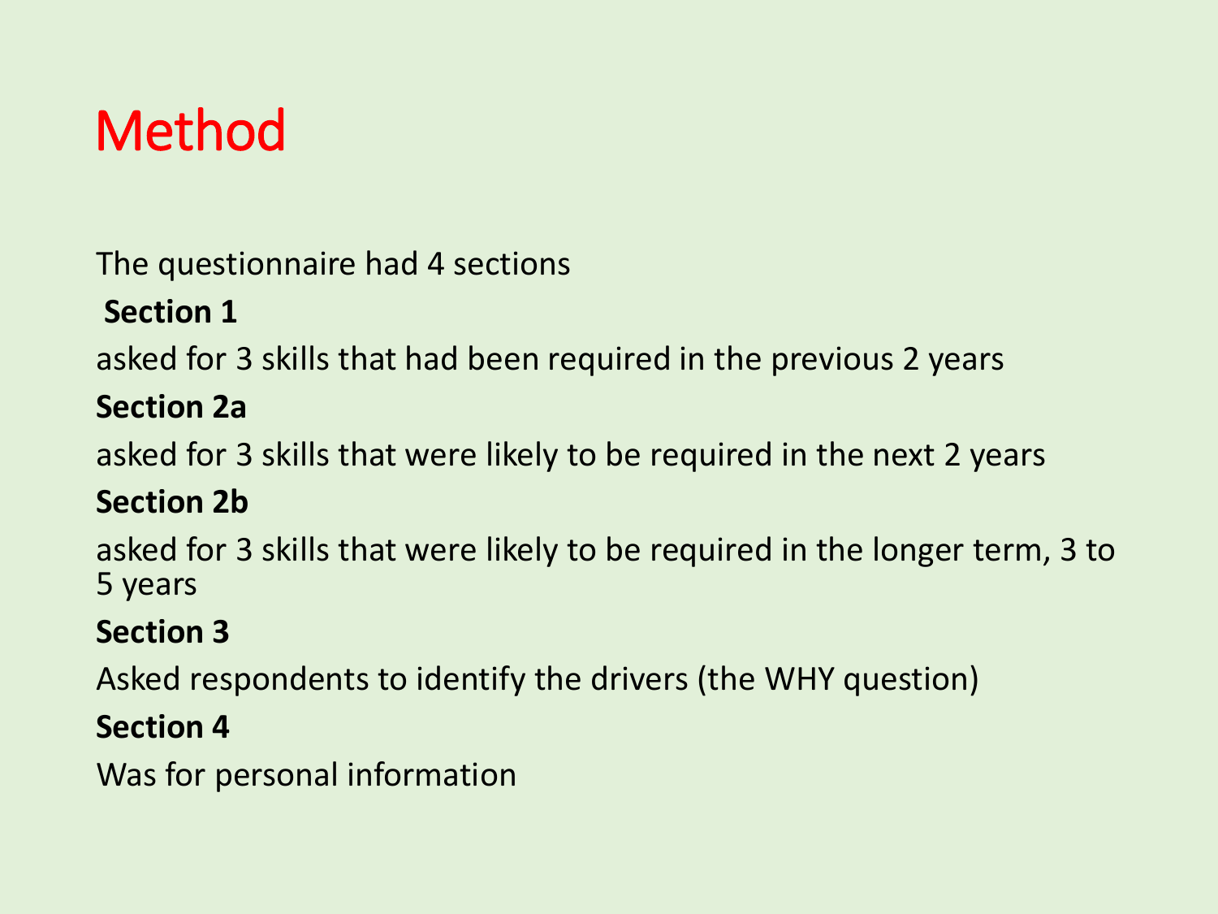# Method

The questionnaire had 4 sections

**Section 1**

asked for 3 skills that had been required in the previous 2 years

**Section 2a**

asked for 3 skills that were likely to be required in the next 2 years

**Section 2b**

asked for 3 skills that were likely to be required in the longer term, 3 to 5 years

**Section 3**

Asked respondents to identify the drivers (the WHY question)

**Section 4**

Was for personal information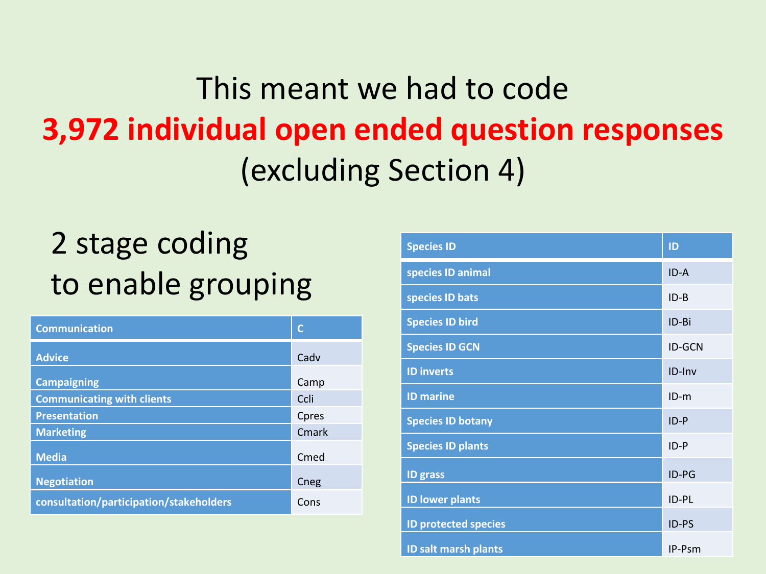# This meant we had to code **3,972 individual open ended question responses** (excluding Section 4)

## 2 stage coding to enable grouping

| Communication | C |
|---|---|
| Advice | Cadv |
| Campaigning | Camp |
| Communicating with clients | Ccli |
| Presentation | Cpres |
| Marketing | Cmark |
| Media | Cmed |
| Negotiation | Cneg |
| consultation/participation/stakeholders | Cons |

| Species ID | ID |
|---|---|
| species ID animal | ID-A |
| species ID bats | ID-B |
| Species ID bird | ID-Bi |
| Species ID GCN | ID-GCN |
| ID inverts | ID-Inv |
| ID marine | ID-m |
| Species ID botany | ID-P |
| Species ID plants | ID-P |
| ID grass | ID-PG |
| ID lower plants | ID-PL |
| ID protected species | ID-PS |
| ID salt marsh plants | IP-Psm |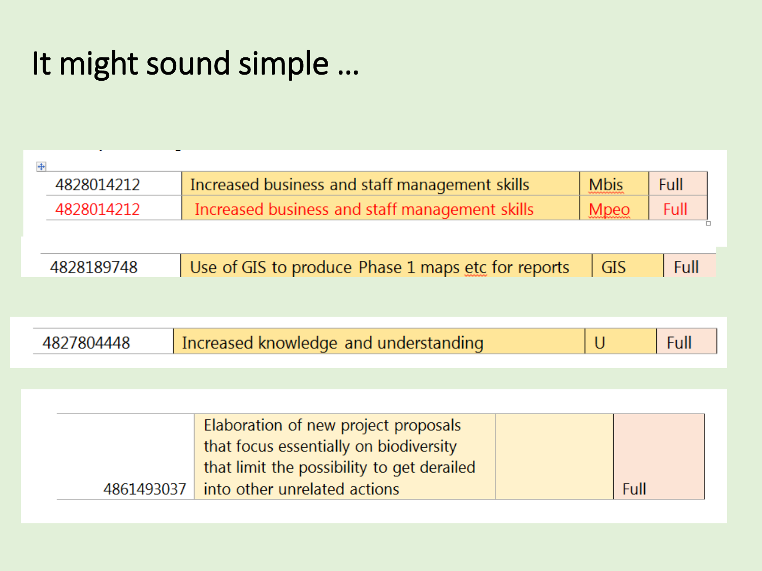# It might sound simple …

| | | | |
|---|---|---|---|
| 4828014212 | Increased business and staff management skills | Mbis | Full |
| 4828014212 | Increased business and staff management skills | Mpeo | Full |

| | | | |
|---|---|---|---|
| 4828189748 | Use of GIS to produce Phase 1 maps etc for reports | GIS | Full |

| | | | |
|---|---|---|---|
| 4827804448 | Increased knowledge and understanding | U | Full |

| | | | |
|---|---|---|---|
| 4861493037 | Elaboration of new project proposals that focus essentially on biodiversity that limit the possibility to get derailed into other unrelated actions | | Full |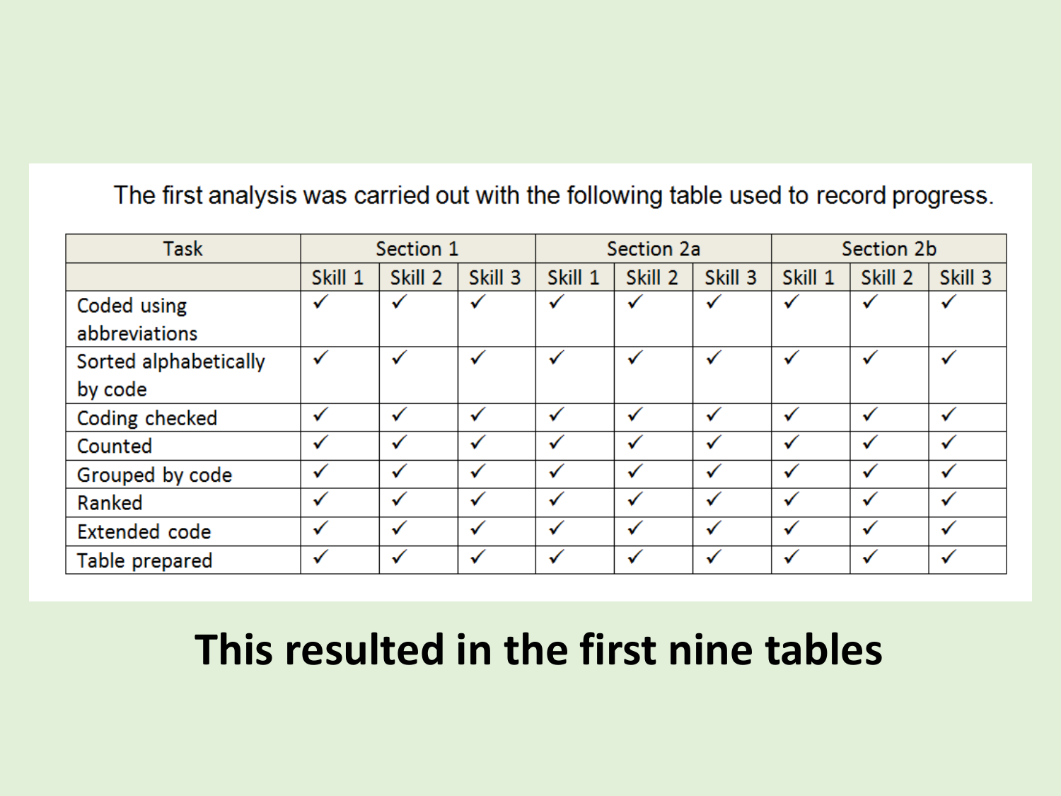The first analysis was carried out with the following table used to record progress.

| Task | Section 1 | | | Section 2a | | | Section 2b | | |
|---|---|---|---|---|---|---|---|---|---|
| | Skill 1 | Skill 2 | Skill 3 | Skill 1 | Skill 2 | Skill 3 | Skill 1 | Skill 2 | Skill 3 |
| Coded using abbreviations | ✓ | ✓ | ✓ | ✓ | ✓ | ✓ | ✓ | ✓ | ✓ |
| Sorted alphabetically by code | ✓ | ✓ | ✓ | ✓ | ✓ | ✓ | ✓ | ✓ | ✓ |
| Coding checked | ✓ | ✓ | ✓ | ✓ | ✓ | ✓ | ✓ | ✓ | ✓ |
| Counted | ✓ | ✓ | ✓ | ✓ | ✓ | ✓ | ✓ | ✓ | ✓ |
| Grouped by code | ✓ | ✓ | ✓ | ✓ | ✓ | ✓ | ✓ | ✓ | ✓ |
| Ranked | ✓ | ✓ | ✓ | ✓ | ✓ | ✓ | ✓ | ✓ | ✓ |
| Extended code | ✓ | ✓ | ✓ | ✓ | ✓ | ✓ | ✓ | ✓ | ✓ |
| Table prepared | ✓ | ✓ | ✓ | ✓ | ✓ | ✓ | ✓ | ✓ | ✓ |

# This resulted in the first nine tables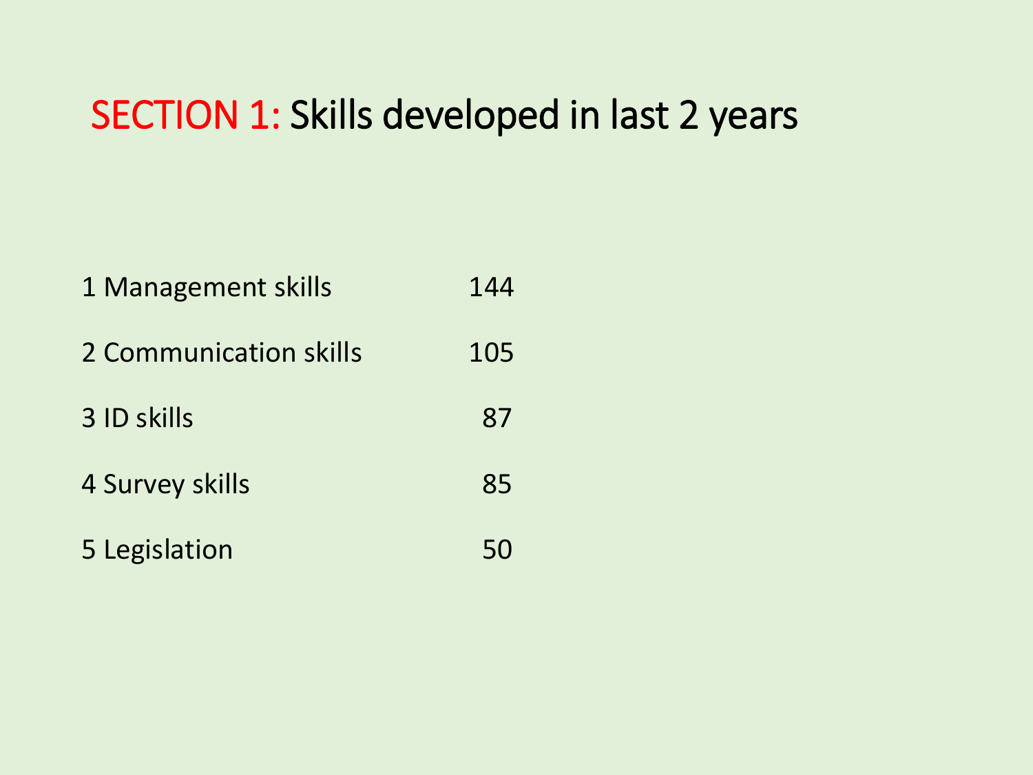# SECTION 1: Skills developed in last 2 years

| | |
|---|---|
| 1 Management skills | 144 |
| 2 Communication skills | 105 |
| 3 ID skills | 87 |
| 4 Survey skills | 85 |
| 5 Legislation | 50 |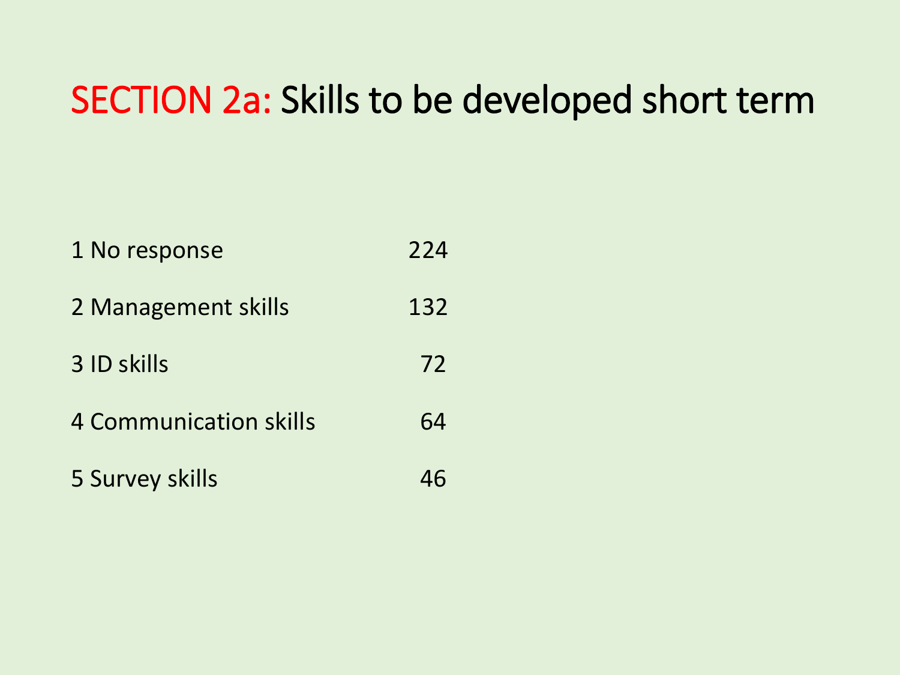# SECTION 2a: Skills to be developed short term

| | |
|---|---|
| 1 No response | 224 |
| 2 Management skills | 132 |
| 3 ID skills | 72 |
| 4 Communication skills | 64 |
| 5 Survey skills | 46 |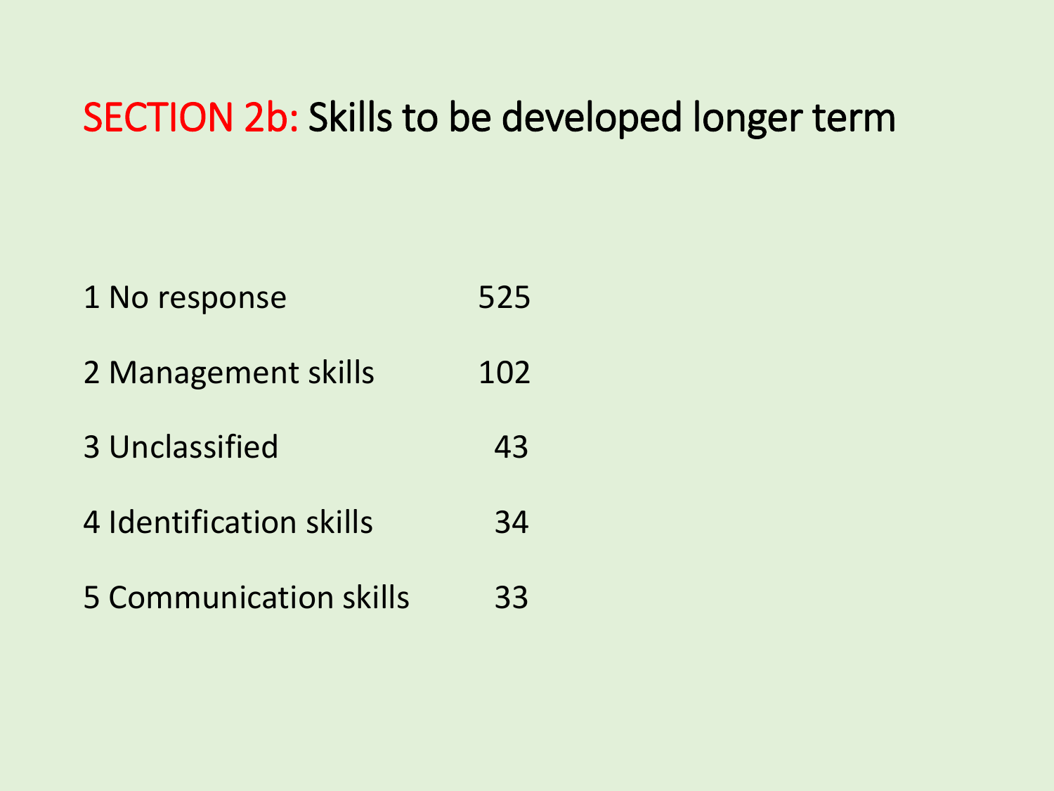# SECTION 2b: Skills to be developed longer term

| | |
|---|---|
| 1 No response | 525 |
| 2 Management skills | 102 |
| 3 Unclassified | 43 |
| 4 Identification skills | 34 |
| 5 Communication skills | 33 |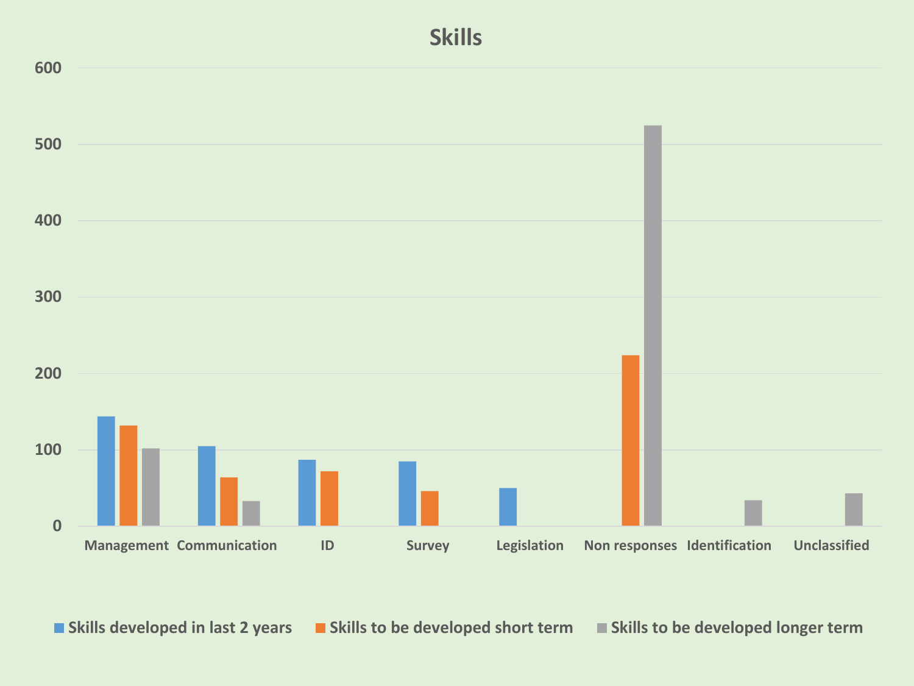## Skills

600
500
400
300
200
100
0

Management | Communication | ID | Survey | Legislation | Non responses | Identification | Unclassified

■ Skills developed in last 2 years ■ Skills to be developed short term ■ Skills to be developed longer term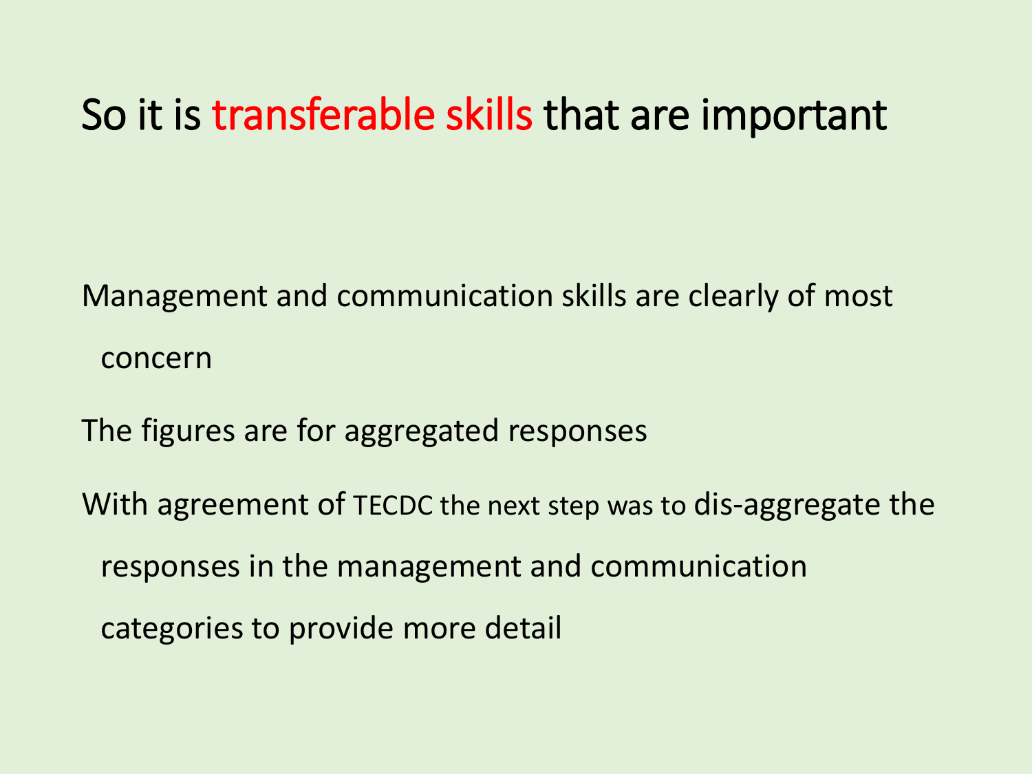# So it is transferable skills that are important

Management and communication skills are clearly of most concern

The figures are for aggregated responses

With agreement of TECDC the next step was to dis-aggregate the responses in the management and communication categories to provide more detail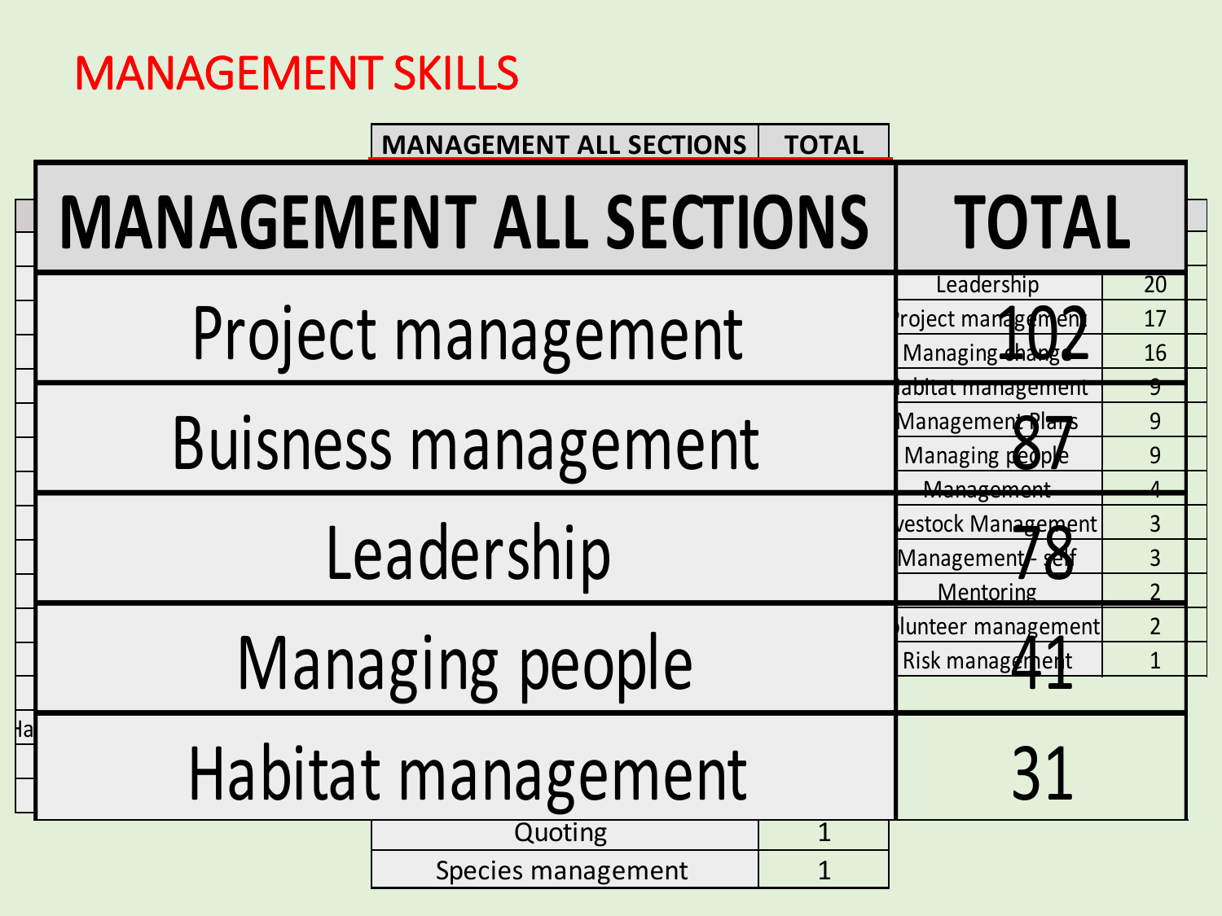# MANAGEMENT SKILLS

| MANAGEMENT ALL SECTIONS | TOTAL |
|---|---|
| Project management | 102 |
| Buisness management | 87 |
| Leadership | 78 |
| Managing people | 41 |
| Habitat management | 31 |

| MANAGEMENT ALL SECTIONS | TOTAL |
|---|---|
| Leadership | 20 |
| Project management | 17 |
| Managing change | 16 |
| Habitat management | 9 |
| Management Plans | 9 |
| Managing people | 9 |
| Management | 4 |
| Livestock Management | 3 |
| Management - self | 3 |
| Mentoring | 2 |
| Volunteer management | 2 |
| Risk management | 1 |
| Quoting | 1 |
| Species management | 1 |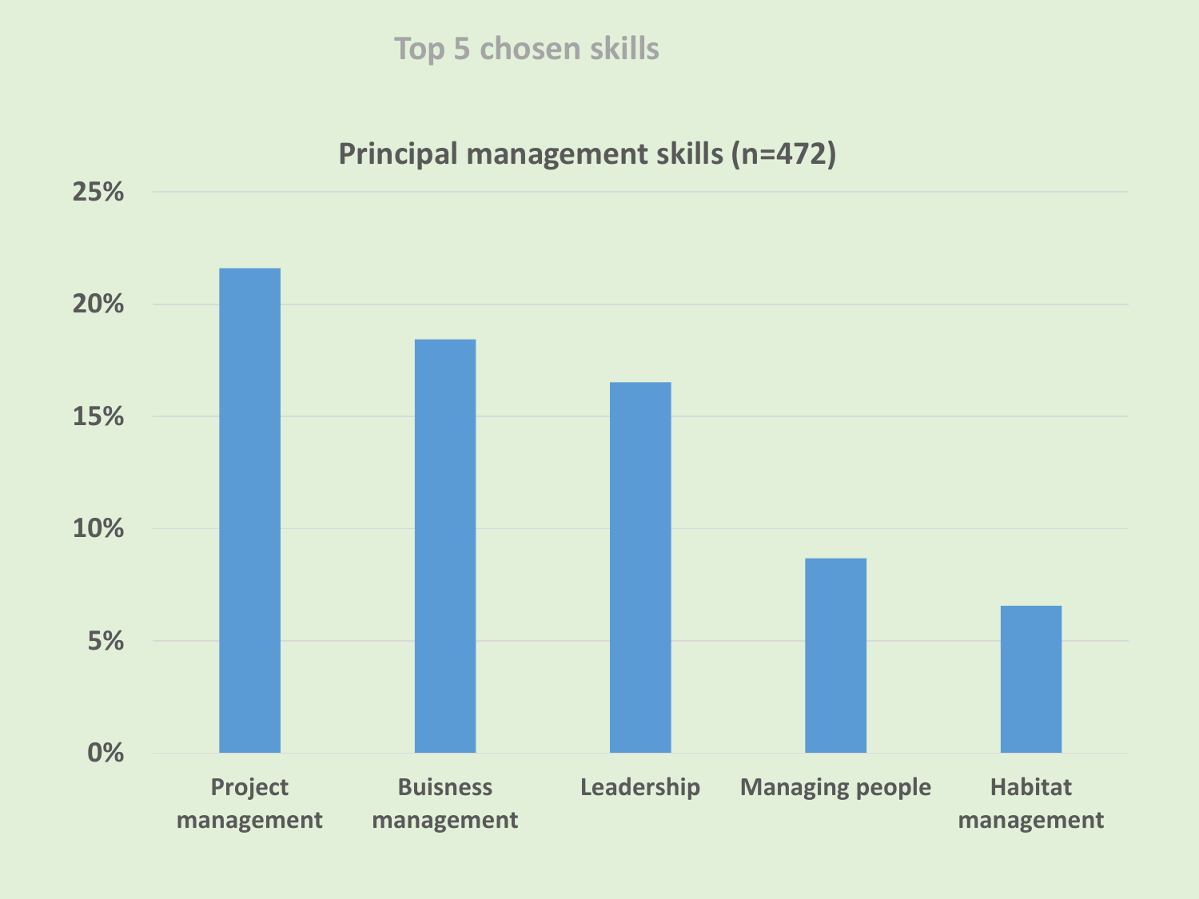## Top 5 chosen skills

### Principal management skills (n=472)

| Skill | Percentage |
| --- | --- |
| Project management | ~21.6% |
| Buisness management | ~18.4% |
| Leadership | ~16.5% |
| Managing people | ~8.7% |
| Habitat management | ~6.6% |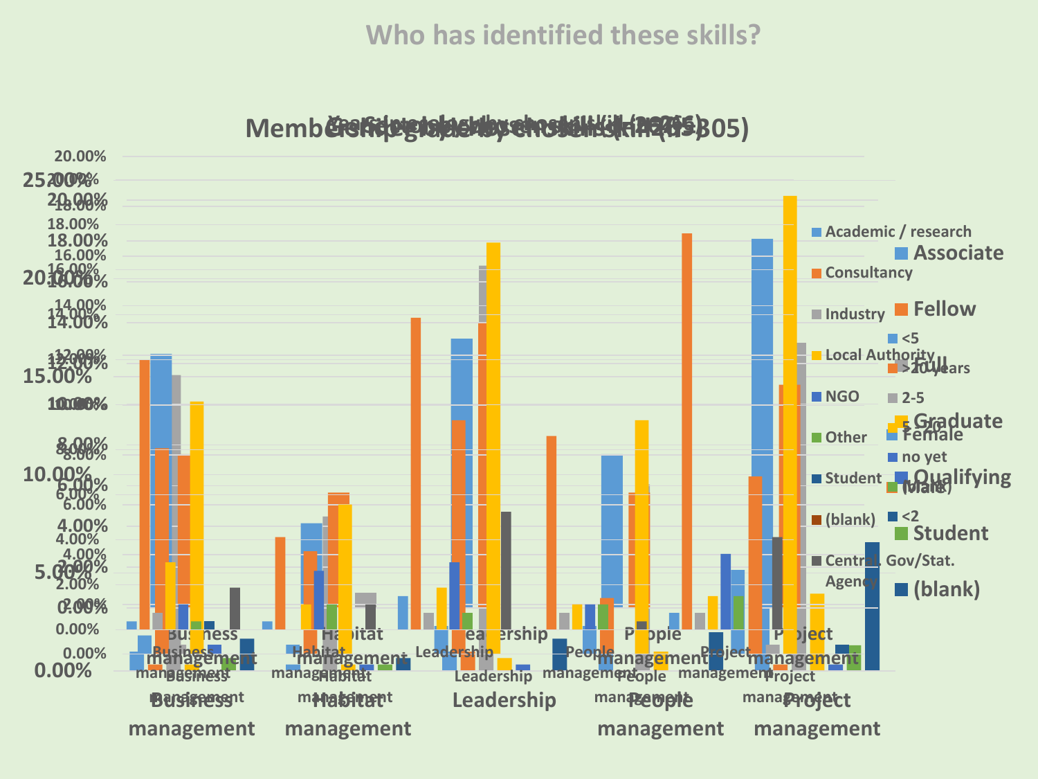# Who has identified these skills?

Membership grade by chosen skill (n=305)

- Academic / research
- Consultancy
- Industry
- Local Authority
- NGO
- Other
- Student
- (blank)
- Central Gov/Stat. Agency

- Associate
- Fellow
- Full
- Graduate
- Qualifying
- Student
- (blank)

- <5
- >20 years
- 2-5
- 5-20
- <2

- Female
- no yet
- Male

Business management | Habitat management | Leadership | People management | Project management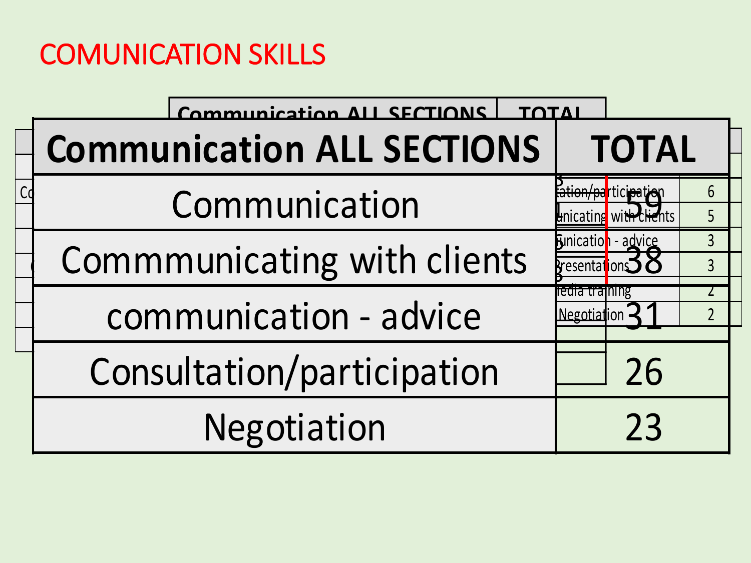# COMUNICATION SKILLS

| Communication ALL SECTIONS | TOTAL |
|---|---|
| Communication | 59 |
| Commmunicating with clients | 38 |
| communication - advice | 31 |
| Consultation/participation | 26 |
| Negotiation | 23 |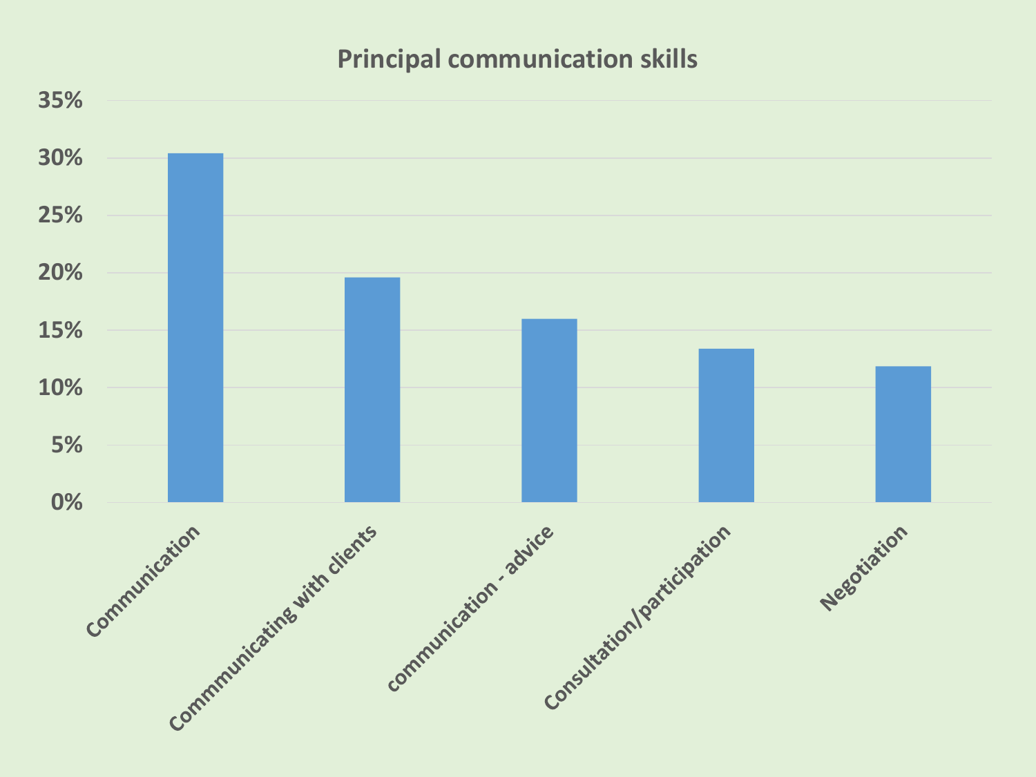## Principal communication skills

| Skill | Percentage |
|---|---|
| Communication | 30% |
| Commmunicating with clients | 20% |
| communication - advice | 16% |
| Consultation/participation | 13% |
| Negotiation | 12% |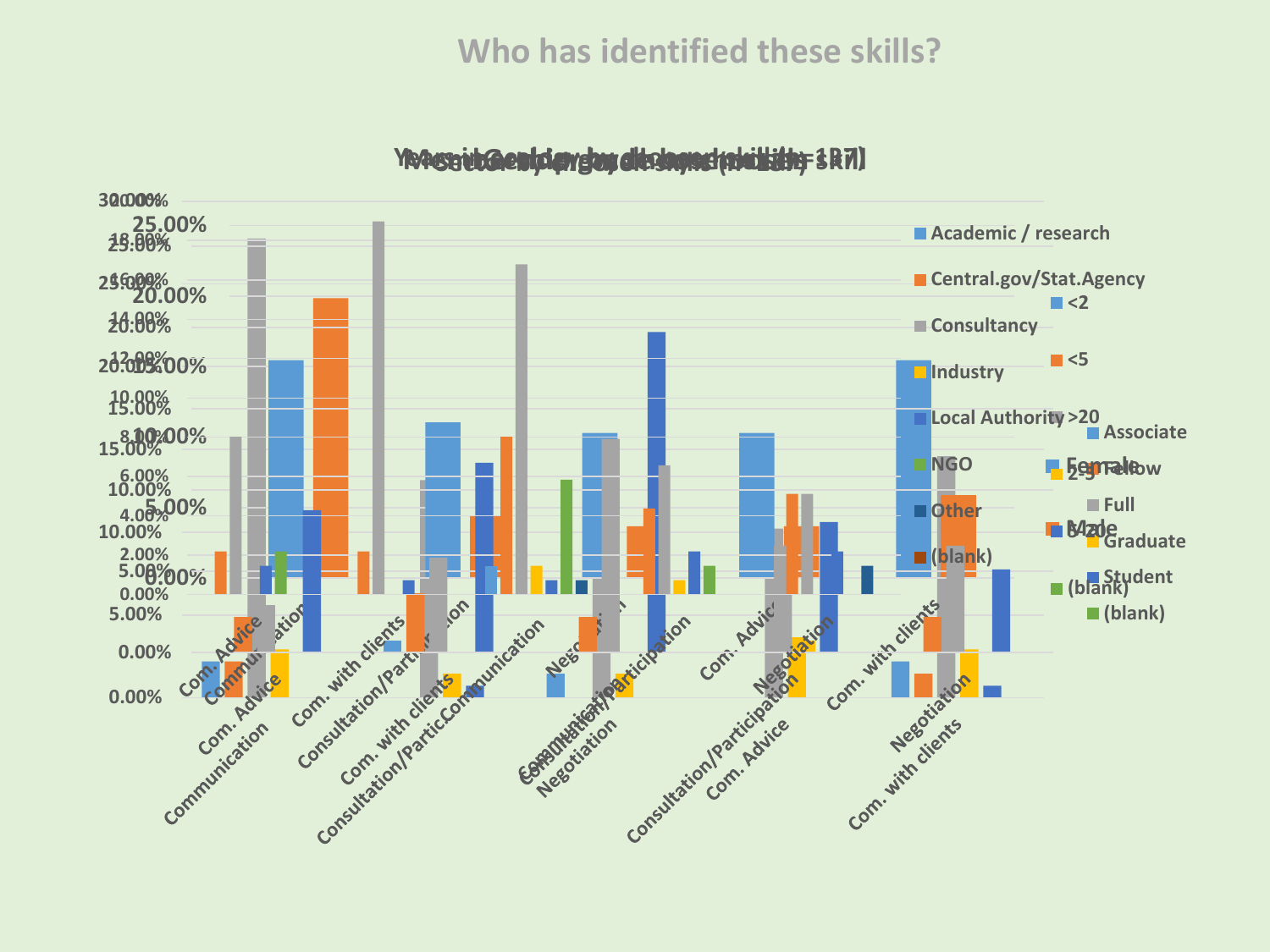# Who has identified these skills?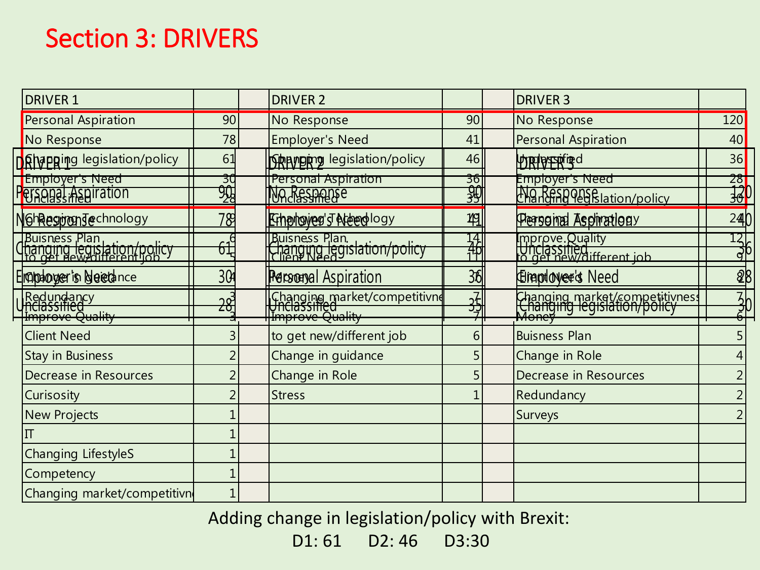# Section 3: DRIVERS

| DRIVER 1 | | | DRIVER 2 | | | DRIVER 3 | |
|---|---|---|---|---|---|---|---|
| Personal Aspiration | 90 | | No Response | 90 | | No Response | 120 |
| No Response | 78 | | Employer's Need | 41 | | Personal Aspiration | 40 |
| Changing legislation/policy | 61 | | Changing legislation/policy | 46 | | Unclassified | 36 |
| Employer's Need | 30 | | Personal Aspiration | 36 | | Employer's Need | 28 |
| Unclassified | 28 | | Unclassified | 35 | | Changing legislation/policy | 30 |
| Changing Technology | 8 | | Changing Technology | 19 | | Changing Technology | 24 |
| Buisness Plan | 6 | | Buisness Plan | 14 | | Improve Quality | 12 |
| to get new/different job | 5 | | Client Need | 11 | | to get new/different job | 9 |
| Change in guidance | 4 | | Money | 7 | | Client Need | 8 |
| Redundancy | 3 | | Changing market/competitivne | 7 | | Changing market/competitiveness | 7 |
| Improve Quality | 3 | | Improve Quality | 7 | | Money | 6 |
| Client Need | 3 | | to get new/different job | 6 | | Buisness Plan | 5 |
| Stay in Business | 2 | | Change in guidance | 5 | | Change in Role | 4 |
| Decrease in Resources | 2 | | Change in Role | 5 | | Decrease in Resources | 2 |
| Curisosity | 2 | | Stress | 1 | | Redundancy | 2 |
| New Projects | 1 | | | | | Surveys | 2 |
| IT | 1 | | | | | | |
| Changing LifestyleS | 1 | | | | | | |
| Competency | 1 | | | | | | |
| Changing market/competitivne | 1 | | | | | | |

Adding change in legislation/policy with Brexit:

D1: 61 D2: 46 D3:30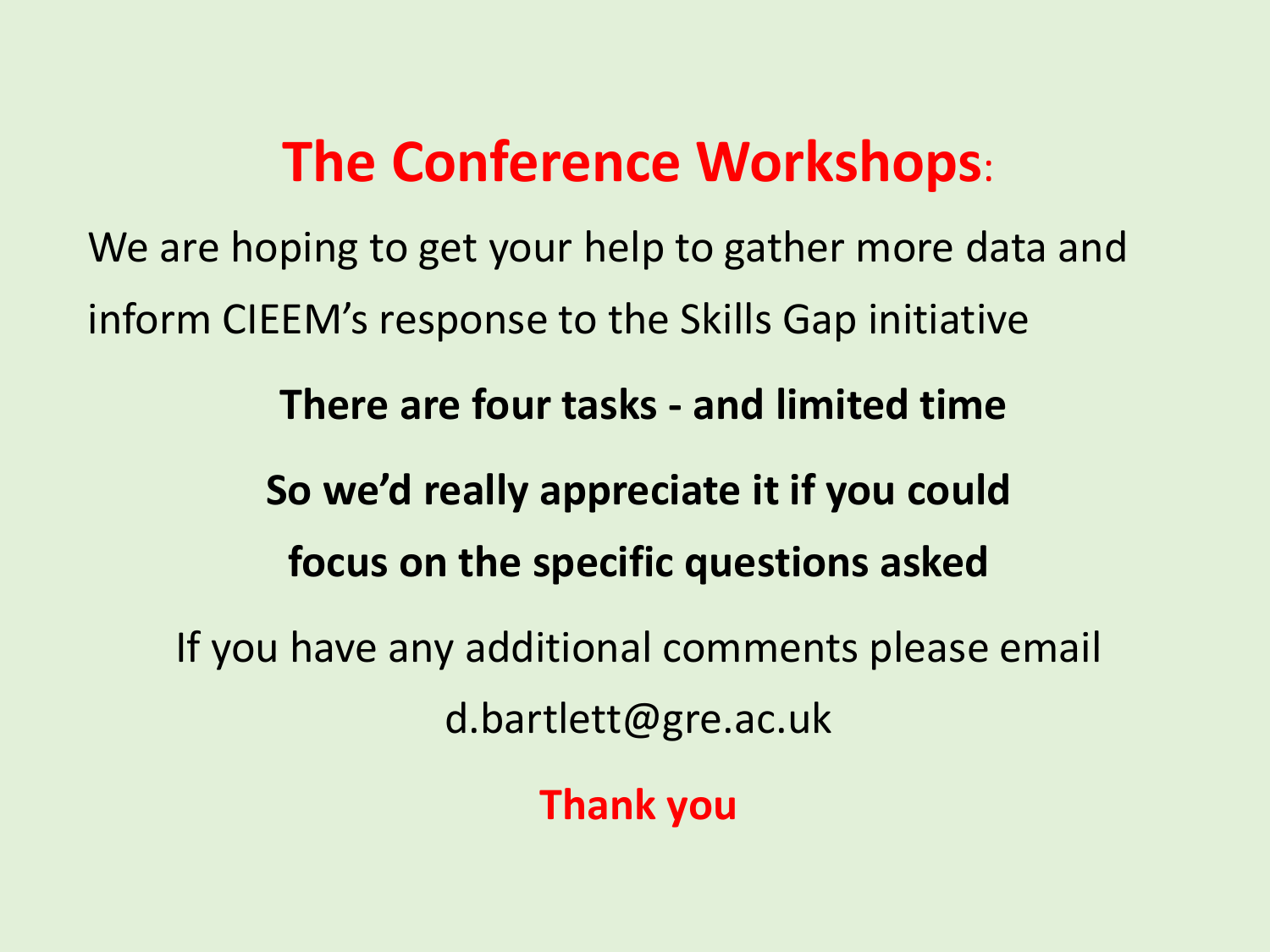# The Conference Workshops:

We are hoping to get your help to gather more data and inform CIEEM's response to the Skills Gap initiative

**There are four tasks - and limited time**

**So we'd really appreciate it if you could focus on the specific questions asked**

If you have any additional comments please email d.bartlett@gre.ac.uk

**Thank you**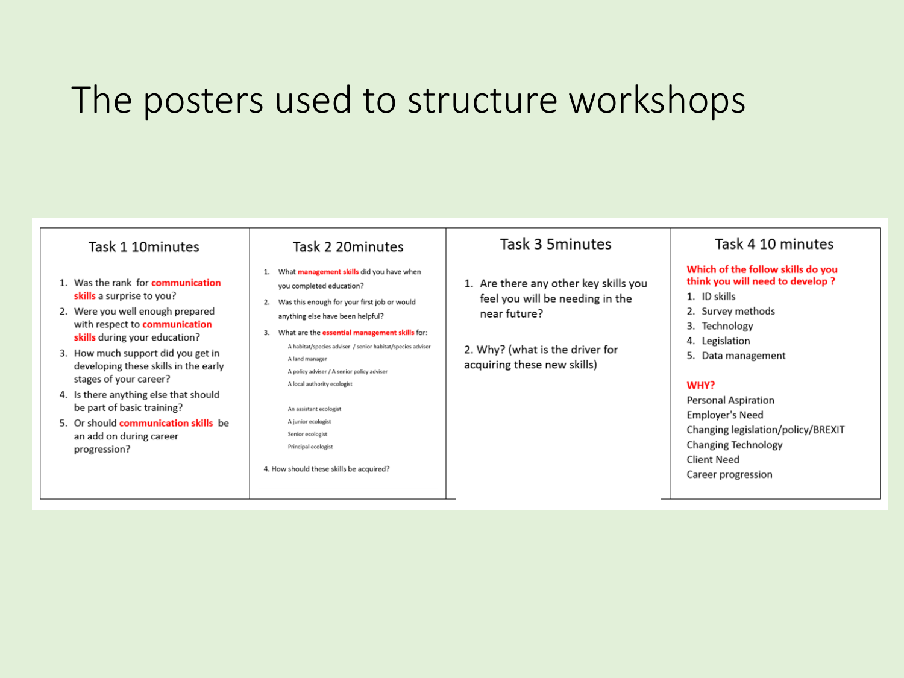# The posters used to structure workshops

## Task 1 10minutes

1. Was the rank for **communication skills** a surprise to you?
2. Were you well enough prepared with respect to **communication skills** during your education?
3. How much support did you get in developing these skills in the early stages of your career?
4. Is there anything else that should be part of basic training?
5. Or should **communication skills** be an add on during career progression?

## Task 2 20minutes

1. What **management skills** did you have when you completed education?
2. Was this enough for your first job or would anything else have been helpful?
3. What are the **essential management skills** for:
   - A habitat/species adviser / senior habitat/species adviser
   - A land manager
   - A policy adviser / A senior policy adviser
   - A local authority ecologist
   - An assistant ecologist
   - A junior ecologist
   - Senior ecologist
   - Principal ecologist

4. How should these skills be acquired?

## Task 3 5minutes

1. Are there any other key skills you feel you will be needing in the near future?

2. Why? (what is the driver for acquiring these new skills)

## Task 4 10 minutes

**Which of the follow skills do you think you will need to develop ?**

1. ID skills
2. Survey methods
3. Technology
4. Legislation
5. Data management

**WHY?**

Personal Aspiration
Employer's Need
Changing legislation/policy/BREXIT
Changing Technology
Client Need
Career progression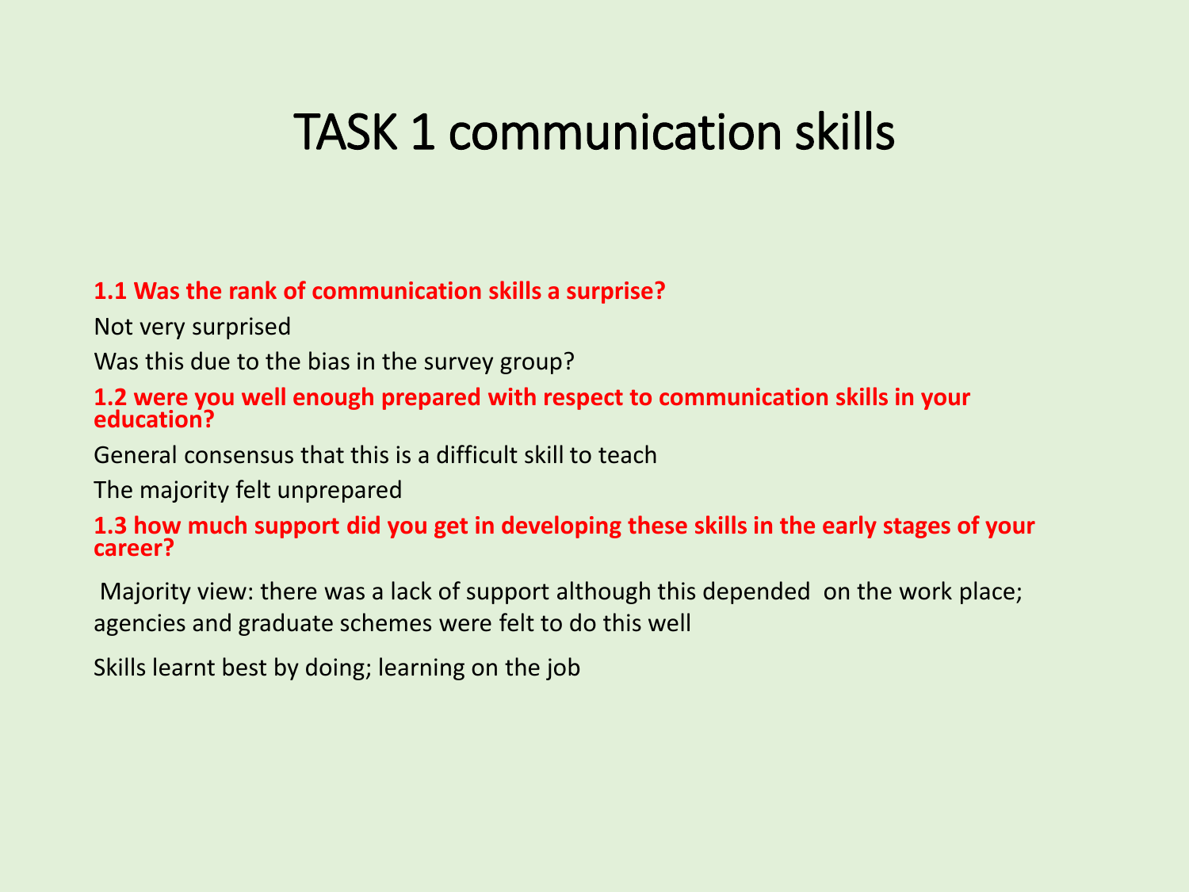# TASK 1 communication skills

**1.1 Was the rank of communication skills a surprise?**

Not very surprised

Was this due to the bias in the survey group?

**1.2 were you well enough prepared with respect to communication skills in your education?**

General consensus that this is a difficult skill to teach

The majority felt unprepared

**1.3 how much support did you get in developing these skills in the early stages of your career?**

Majority view: there was a lack of support although this depended on the work place; agencies and graduate schemes were felt to do this well

Skills learnt best by doing; learning on the job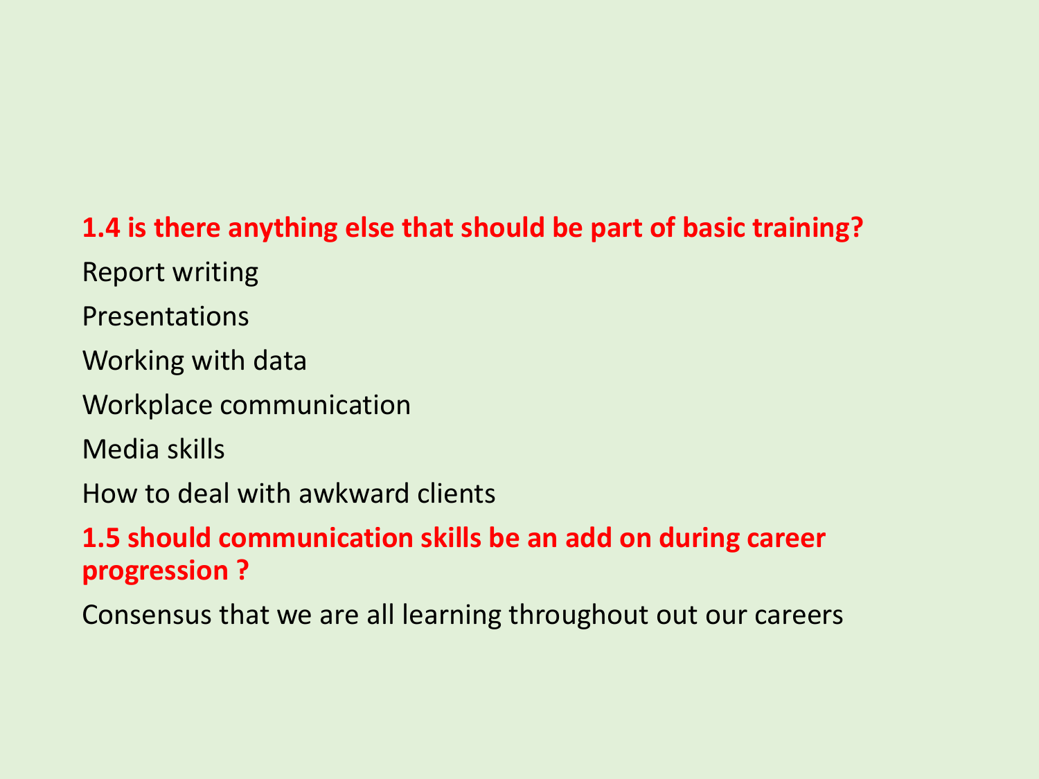**1.4 is there anything else that should be part of basic training?**

Report writing

Presentations

Working with data

Workplace communication

Media skills

How to deal with awkward clients

**1.5 should communication skills be an add on during career progression ?**

Consensus that we are all learning throughout out our careers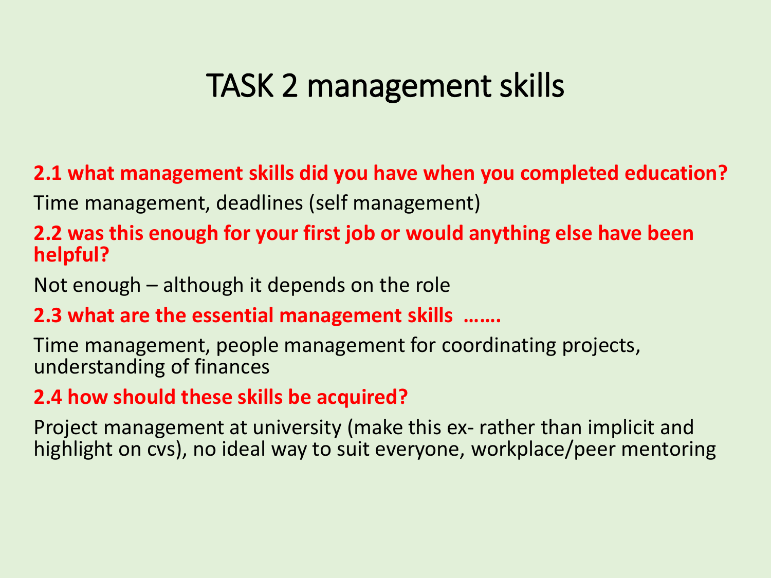# TASK 2 management skills

**2.1 what management skills did you have when you completed education?**

Time management, deadlines (self management)

**2.2 was this enough for your first job or would anything else have been helpful?**

Not enough – although it depends on the role

**2.3 what are the essential management skills …….**

Time management, people management for coordinating projects, understanding of finances

**2.4 how should these skills be acquired?**

Project management at university (make this ex- rather than implicit and highlight on cvs), no ideal way to suit everyone, workplace/peer mentoring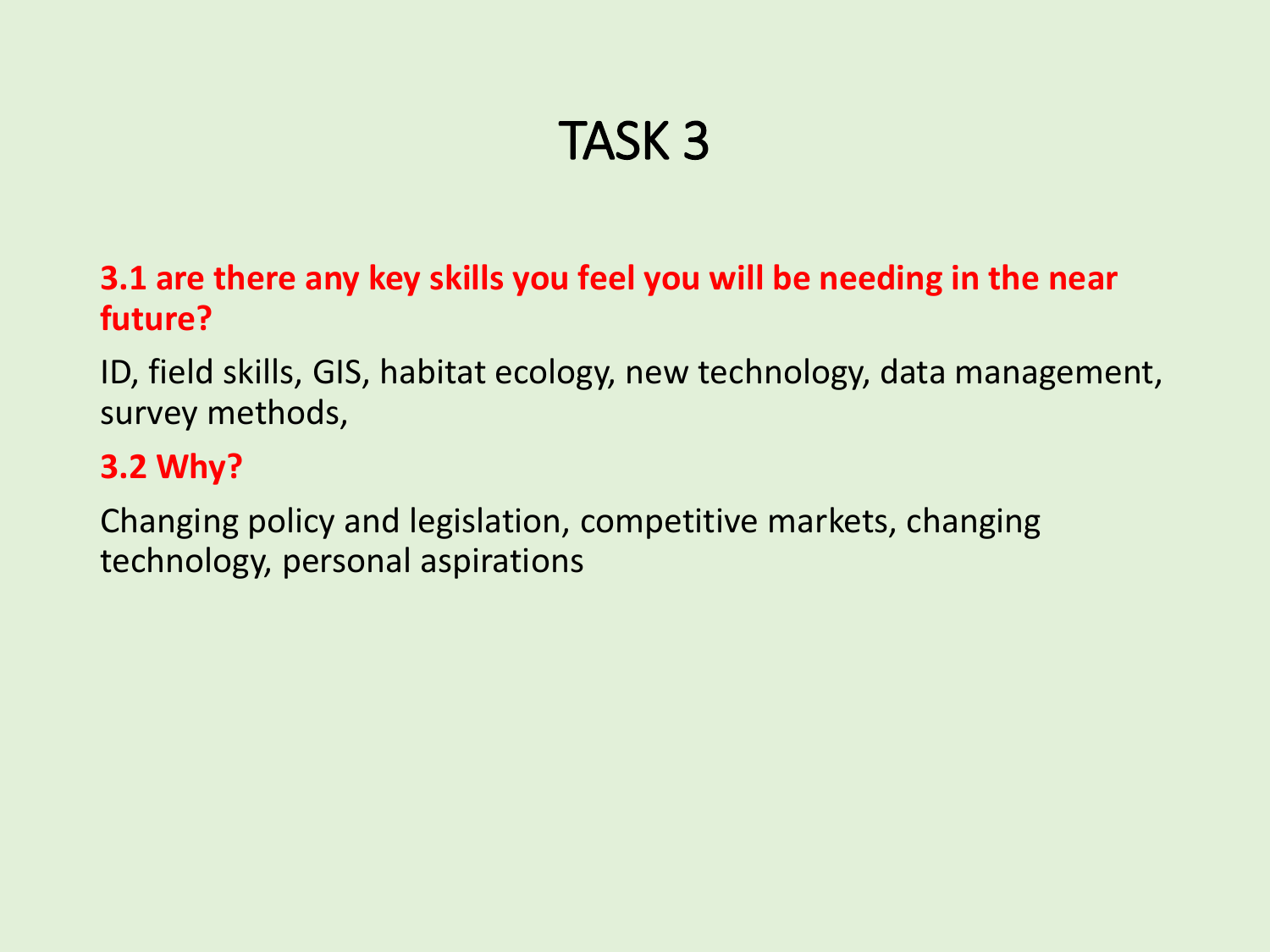# TASK 3

**3.1 are there any key skills you feel you will be needing in the near future?**

ID, field skills, GIS, habitat ecology, new technology, data management, survey methods,

**3.2 Why?**

Changing policy and legislation, competitive markets, changing technology, personal aspirations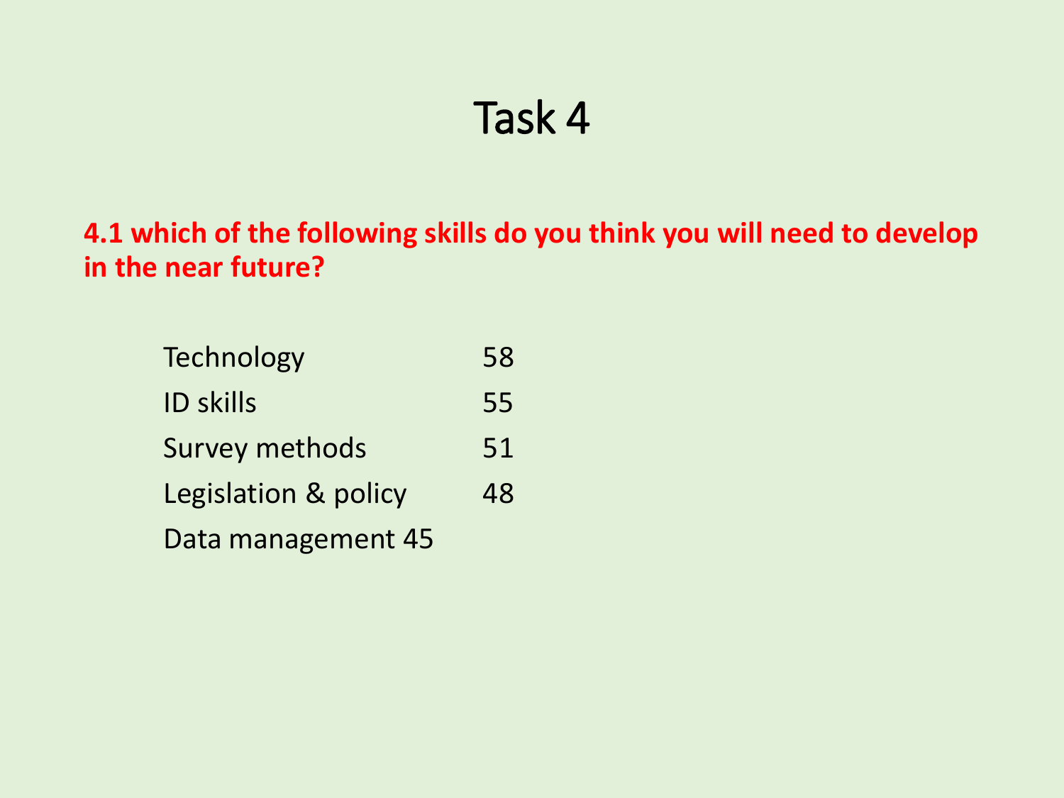# Task 4

**4.1 which of the following skills do you think you will need to develop in the near future?**

| | |
|---|---|
| Technology | 58 |
| ID skills | 55 |
| Survey methods | 51 |
| Legislation & policy | 48 |
| Data management | 45 |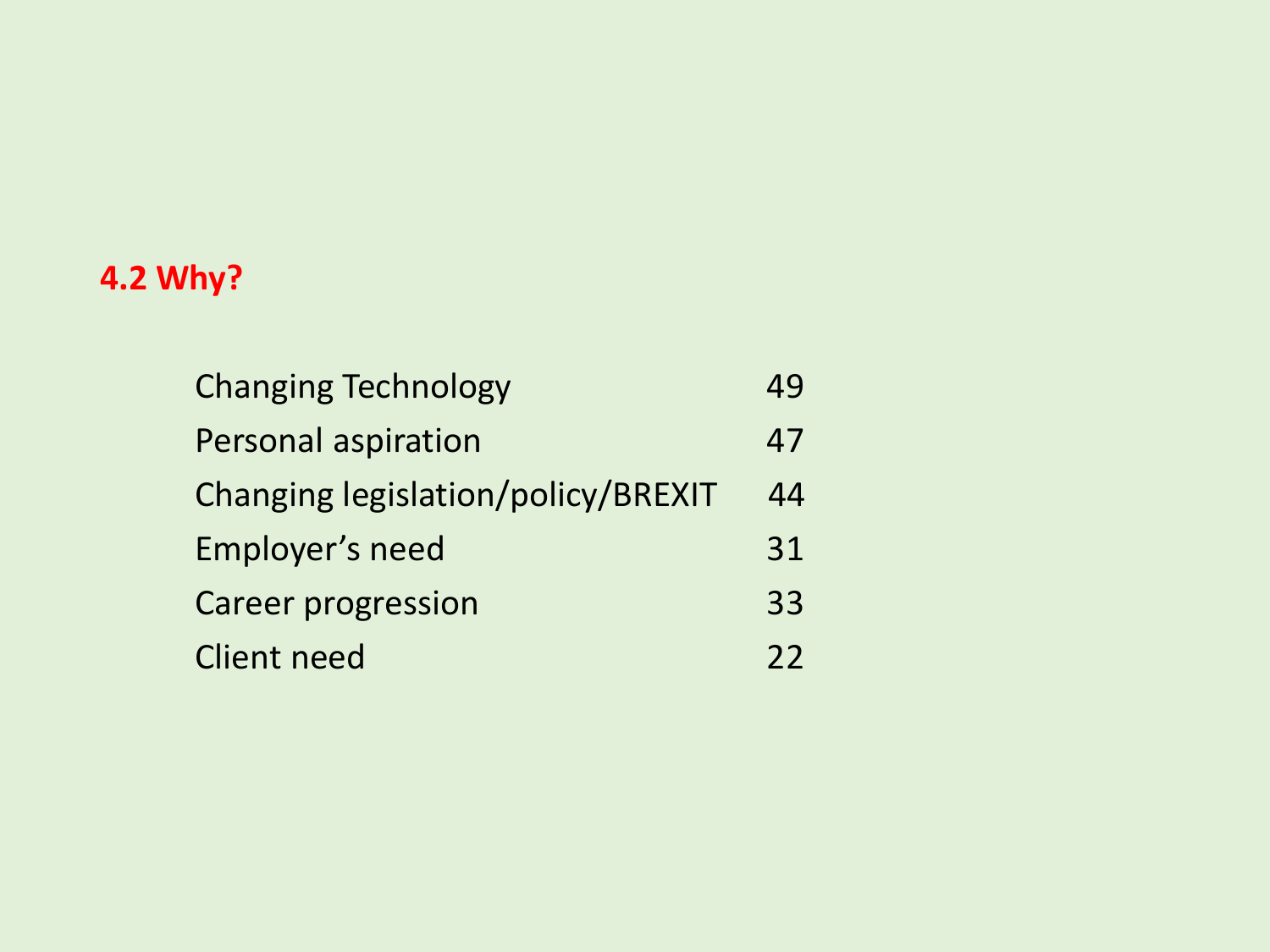## 4.2 Why?

| | |
|---|---|
| Changing Technology | 49 |
| Personal aspiration | 47 |
| Changing legislation/policy/BREXIT | 44 |
| Employer's need | 31 |
| Career progression | 33 |
| Client need | 22 |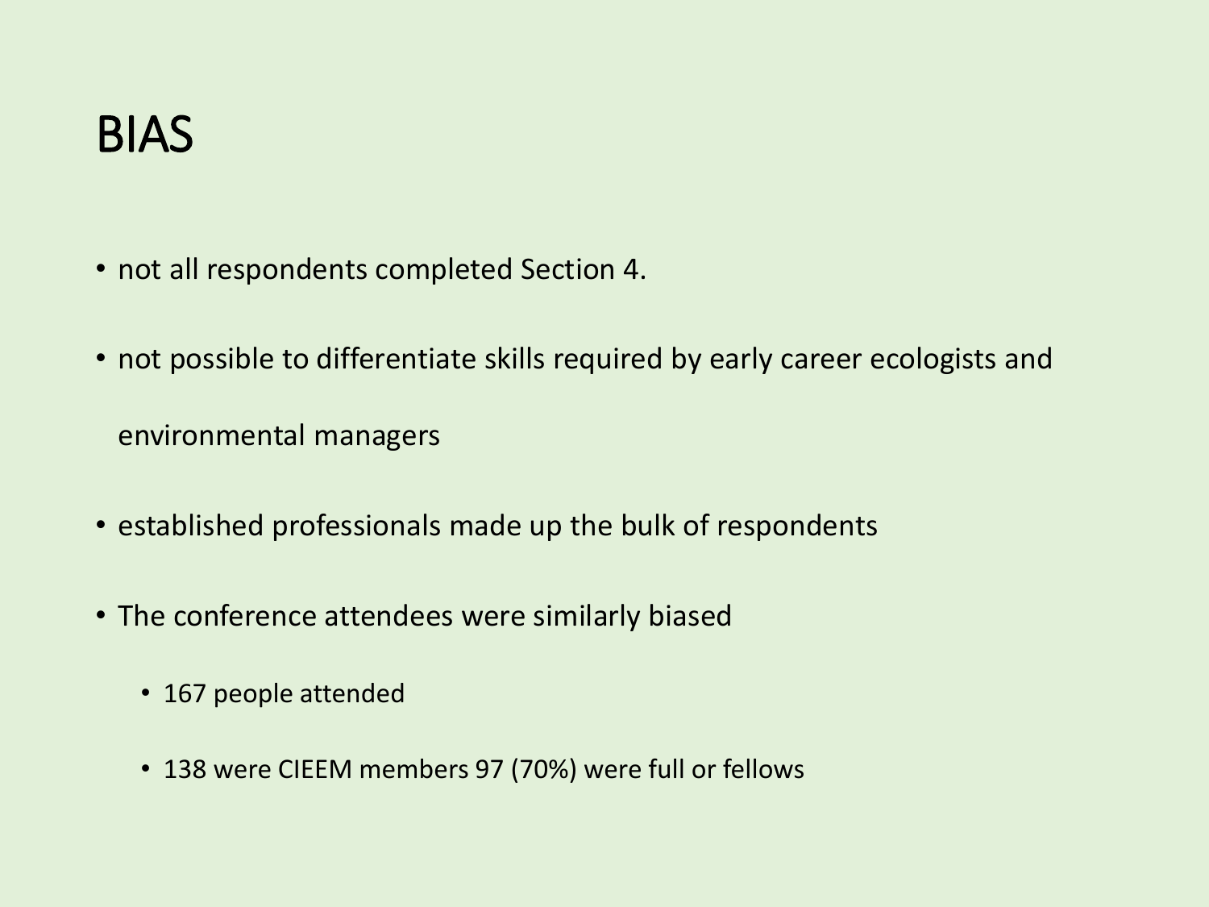# BIAS

- not all respondents completed Section 4.
- not possible to differentiate skills required by early career ecologists and environmental managers
- established professionals made up the bulk of respondents
- The conference attendees were similarly biased
  - 167 people attended
  - 138 were CIEEM members 97 (70%) were full or fellows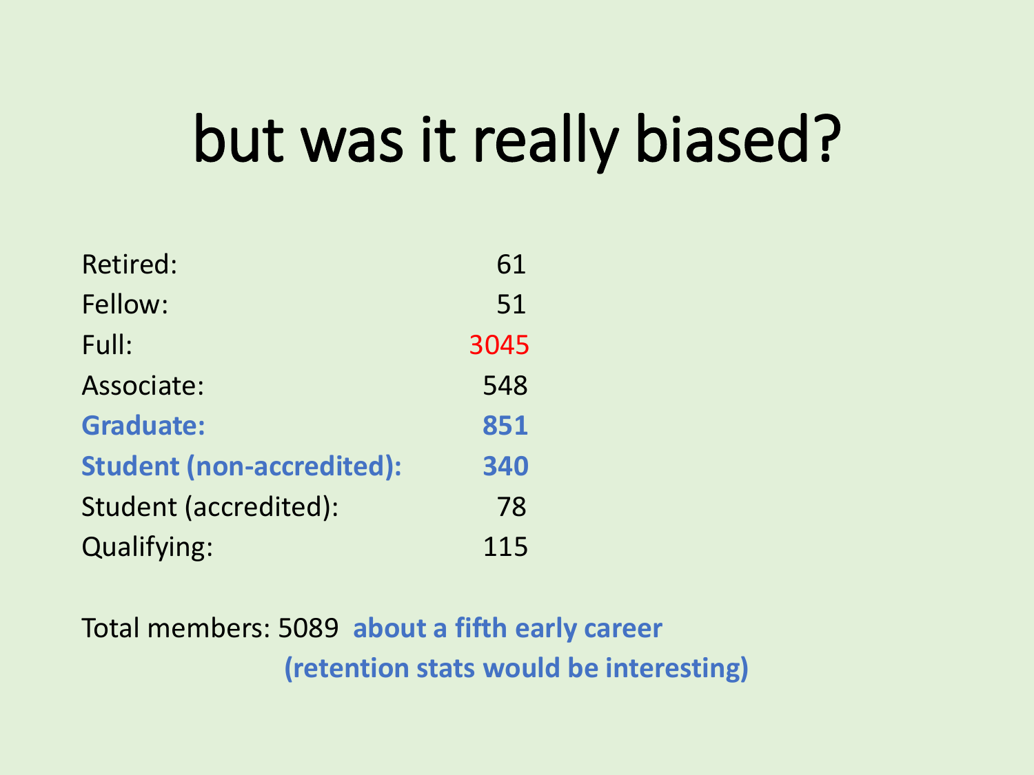# but was it really biased?

| | |
|---|---:|
| Retired: | 61 |
| Fellow: | 51 |
| Full: | 3045 |
| Associate: | 548 |
| **Graduate:** | **851** |
| **Student (non-accredited):** | **340** |
| Student (accredited): | 78 |
| Qualifying: | 115 |

Total members: 5089 **about a fifth early career**

**(retention stats would be interesting)**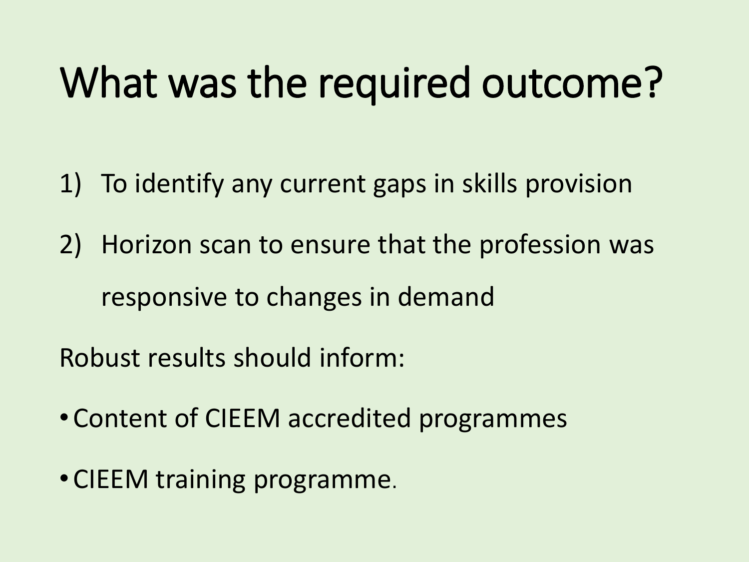# What was the required outcome?

1) To identify any current gaps in skills provision
2) Horizon scan to ensure that the profession was responsive to changes in demand

Robust results should inform:

- Content of CIEEM accredited programmes
- CIEEM training programme.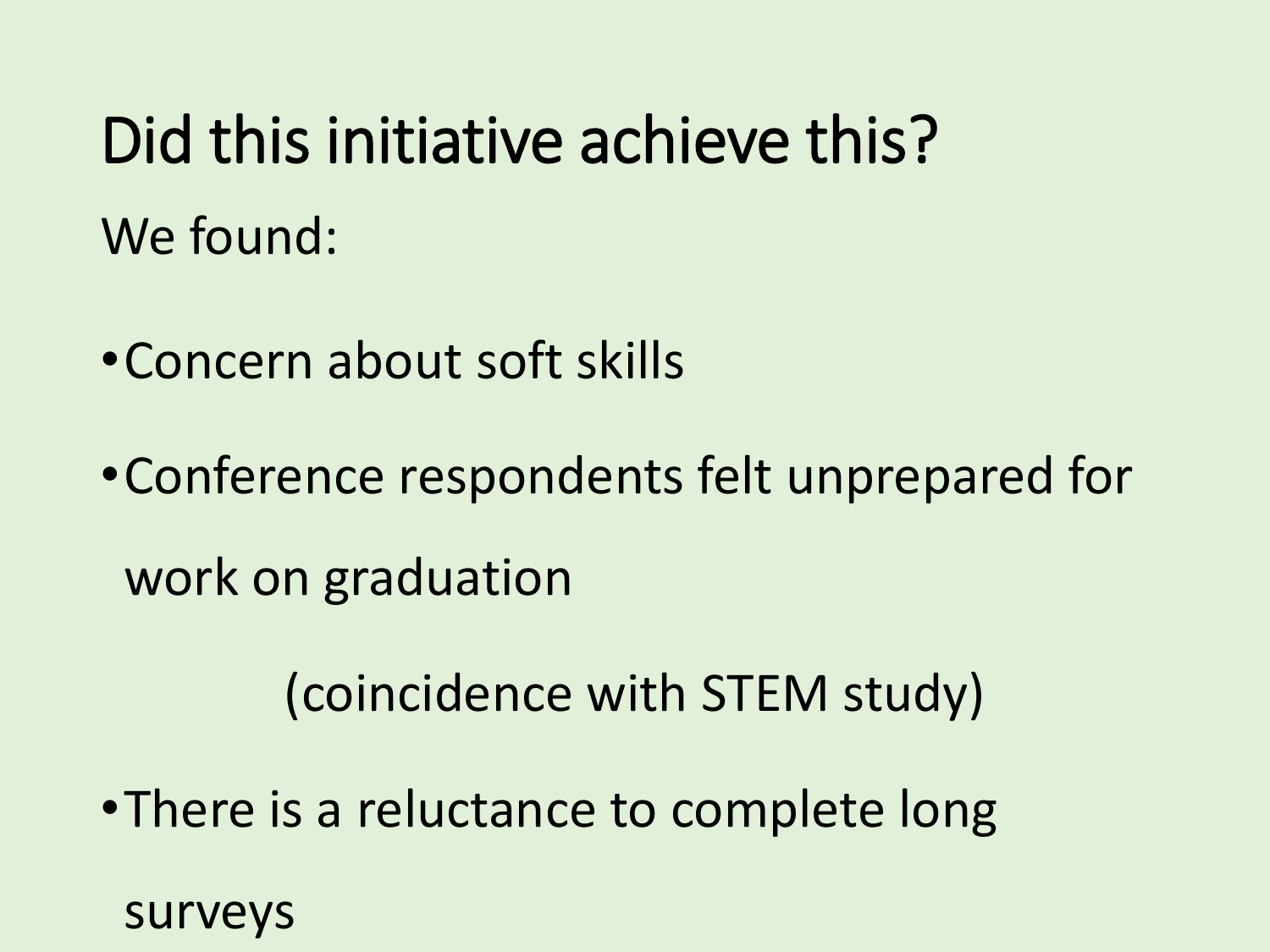# Did this initiative achieve this?

We found:

- Concern about soft skills
- Conference respondents felt unprepared for work on graduation

  (coincidence with STEM study)
- There is a reluctance to complete long surveys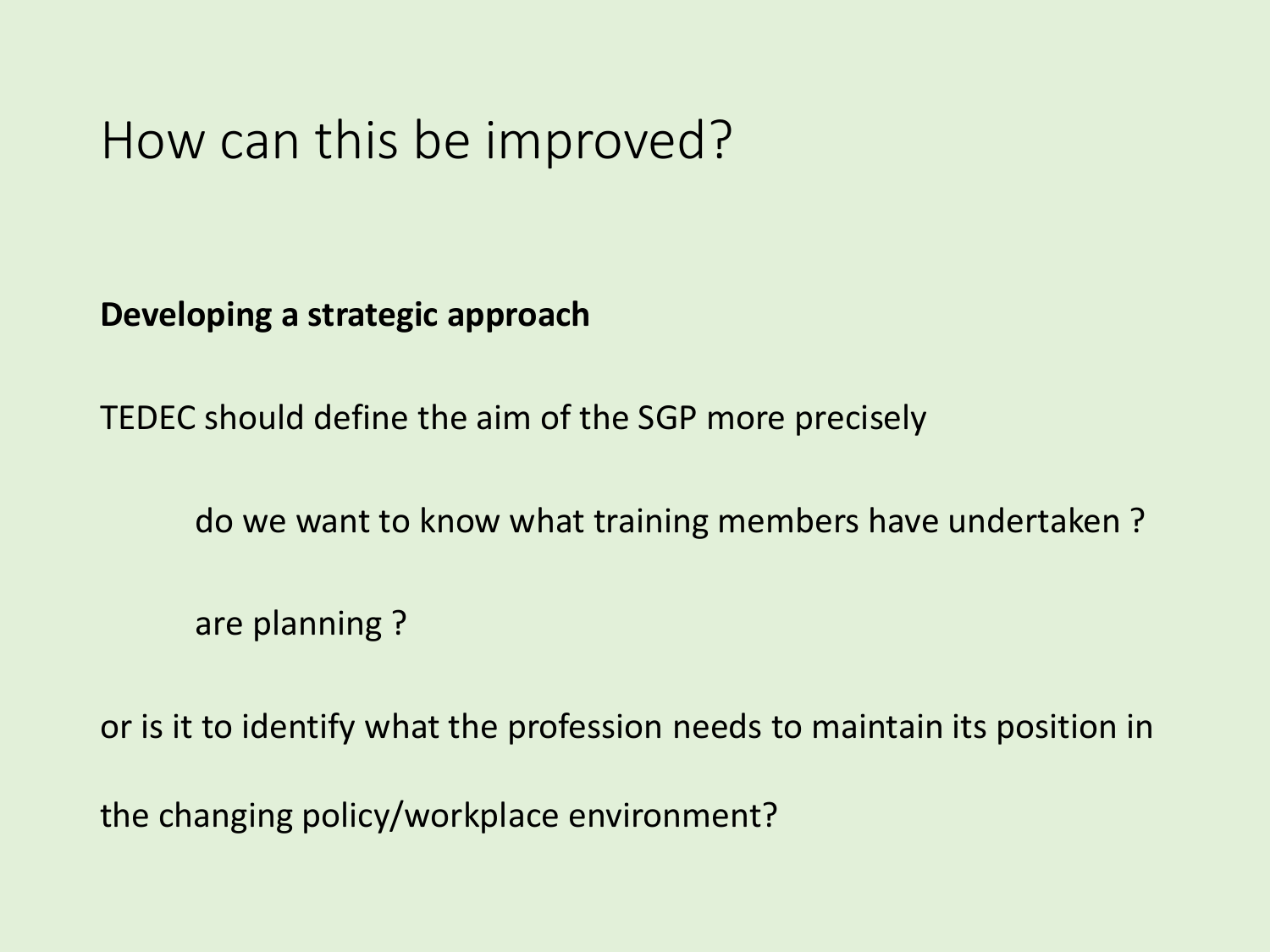# How can this be improved?

**Developing a strategic approach**

TEDEC should define the aim of the SGP more precisely

do we want to know what training members have undertaken ?

are planning ?

or is it to identify what the profession needs to maintain its position in the changing policy/workplace environment?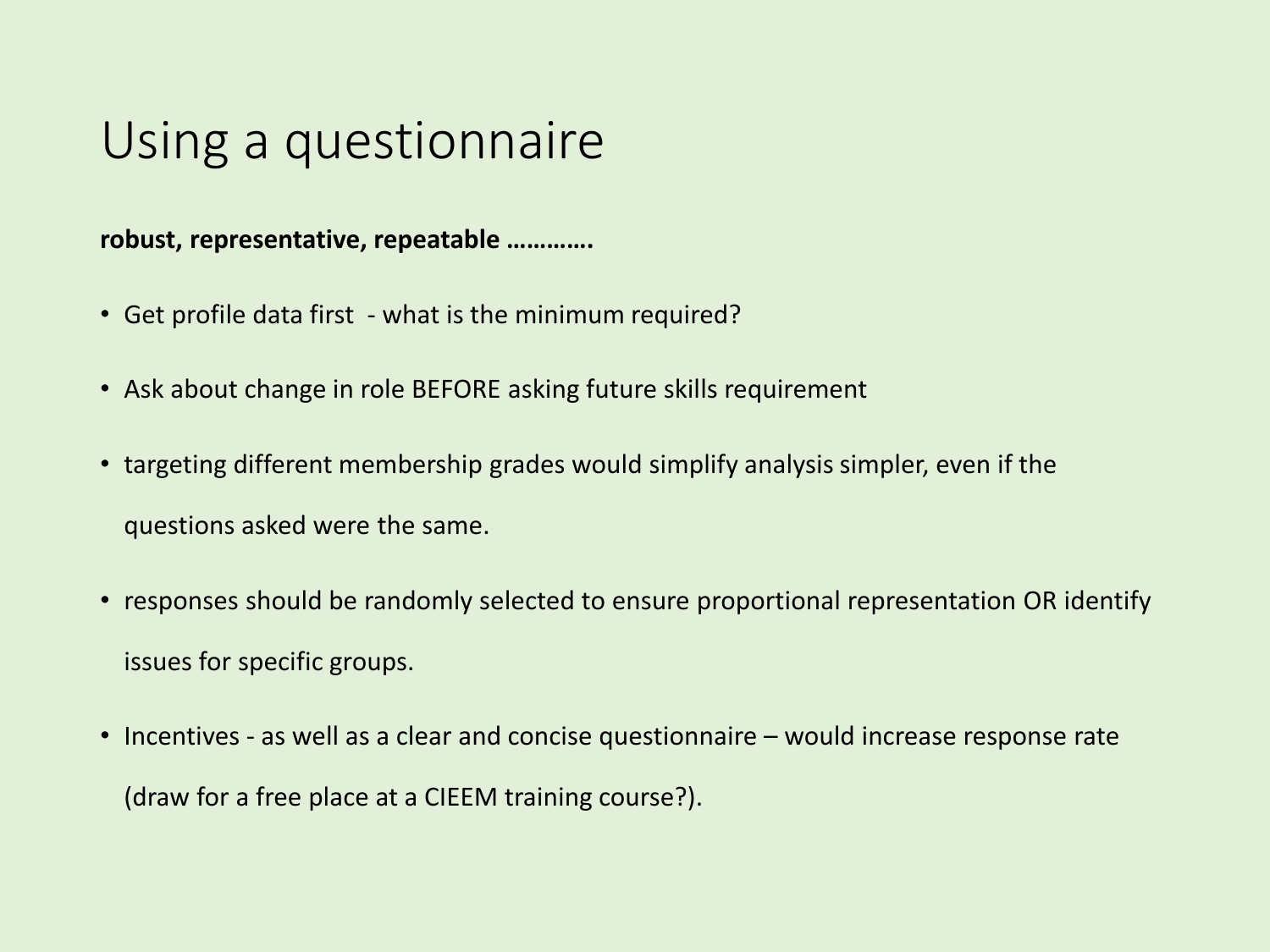# Using a questionnaire

**robust, representative, repeatable …………**

- Get profile data first - what is the minimum required?
- Ask about change in role BEFORE asking future skills requirement
- targeting different membership grades would simplify analysis simpler, even if the questions asked were the same.
- responses should be randomly selected to ensure proportional representation OR identify issues for specific groups.
- Incentives - as well as a clear and concise questionnaire – would increase response rate (draw for a free place at a CIEEM training course?).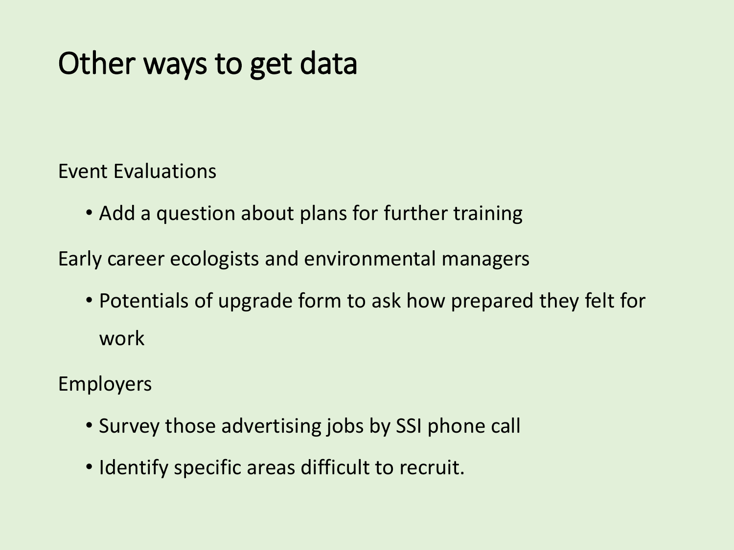# Other ways to get data

Event Evaluations

- Add a question about plans for further training

Early career ecologists and environmental managers

- Potentials of upgrade form to ask how prepared they felt for work

Employers

- Survey those advertising jobs by SSI phone call
- Identify specific areas difficult to recruit.